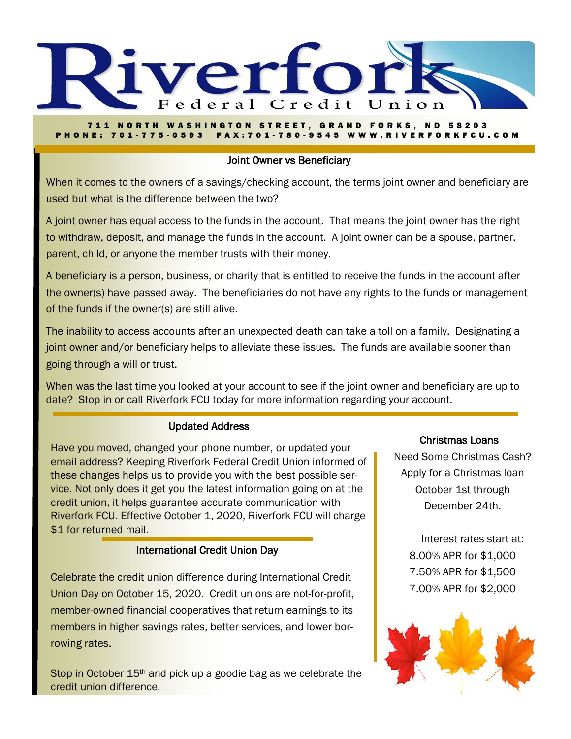# Riverfork Federal Credit Union

711 NORTH WASHINGTON STREET, GRAND FORKS, ND 58203
PHONE: 701-775-0593 FAX:701-780-9545 WWW.RIVERFORKFCU.COM

## Joint Owner vs Beneficiary

When it comes to the owners of a savings/checking account, the terms joint owner and beneficiary are used but what is the difference between the two?

A joint owner has equal access to the funds in the account. That means the joint owner has the right to withdraw, deposit, and manage the funds in the account. A joint owner can be a spouse, partner, parent, child, or anyone the member trusts with their money.

A beneficiary is a person, business, or charity that is entitled to receive the funds in the account after the owner(s) have passed away. The beneficiaries do not have any rights to the funds or management of the funds if the owner(s) are still alive.

The inability to access accounts after an unexpected death can take a toll on a family. Designating a joint owner and/or beneficiary helps to alleviate these issues. The funds are available sooner than going through a will or trust.

When was the last time you looked at your account to see if the joint owner and beneficiary are up to date? Stop in or call Riverfork FCU today for more information regarding your account.

## Updated Address

Have you moved, changed your phone number, or updated your email address? Keeping Riverfork Federal Credit Union informed of these changes helps us to provide you with the best possible service. Not only does it get you the latest information going on at the credit union, it helps guarantee accurate communication with Riverfork FCU. Effective October 1, 2020, Riverfork FCU will charge $1 for returned mail.

## International Credit Union Day

Celebrate the credit union difference during International Credit Union Day on October 15, 2020. Credit unions are not-for-profit, member-owned financial cooperatives that return earnings to its members in higher savings rates, better services, and lower borrowing rates.

Stop in October 15th and pick up a goodie bag as we celebrate the credit union difference.

## Christmas Loans

Need Some Christmas Cash? Apply for a Christmas loan October 1st through December 24th.

Interest rates start at:
8.00% APR for $1,000
7.50% APR for $1,500
7.00% APR for $2,000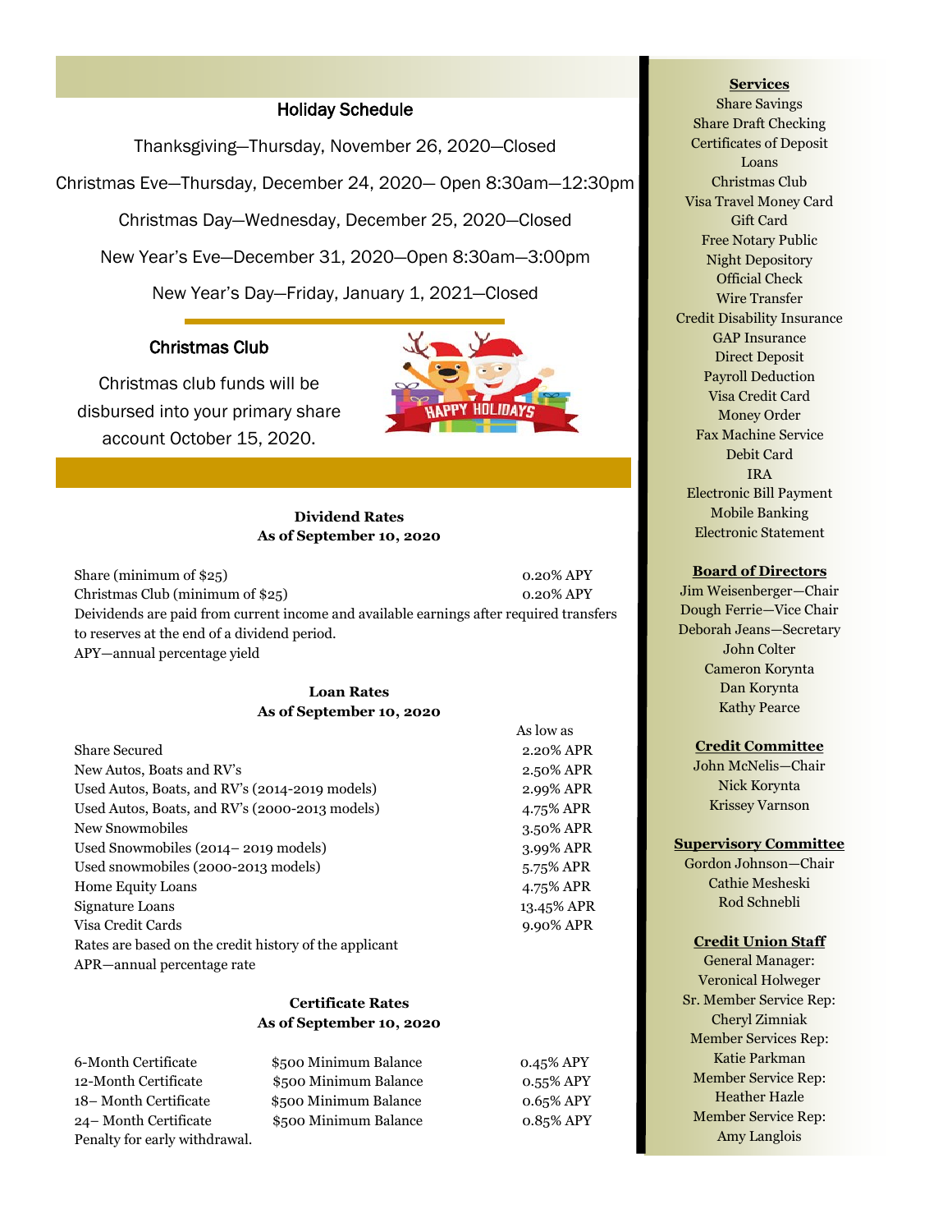## Holiday Schedule

Thanksgiving—Thursday, November 26, 2020—Closed

Christmas Eve—Thursday, December 24, 2020— Open 8:30am—12:30pm

Christmas Day—Wednesday, December 25, 2020—Closed

New Year's Eve—December 31, 2020—Open 8:30am—3:00pm

New Year's Day—Friday, January 1, 2021—Closed

## Christmas Club

Christmas club funds will be disbursed into your primary share account October 15, 2020.

### Dividend Rates
**As of September 10, 2020**

| | |
|---|---|
| Share (minimum of $25) | 0.20% APY |
| Christmas Club (minimum of $25) | 0.20% APY |

Deividends are paid from current income and available earnings after required transfers to reserves at the end of a dividend period.

APY—annual percentage yield

### Loan Rates
**As of September 10, 2020**

| | As low as |
|---|---|
| Share Secured | 2.20% APR |
| New Autos, Boats and RV's | 2.50% APR |
| Used Autos, Boats, and RV's (2014-2019 models) | 2.99% APR |
| Used Autos, Boats, and RV's (2000-2013 models) | 4.75% APR |
| New Snowmobiles | 3.50% APR |
| Used Snowmobiles (2014– 2019 models) | 3.99% APR |
| Used snowmobiles (2000-2013 models) | 5.75% APR |
| Home Equity Loans | 4.75% APR |
| Signature Loans | 13.45% APR |
| Visa Credit Cards | 9.90% APR |

Rates are based on the credit history of the applicant

APR—annual percentage rate

### Certificate Rates
**As of September 10, 2020**

| | | |
|---|---|---|
| 6-Month Certificate | $500 Minimum Balance | 0.45% APY |
| 12-Month Certificate | $500 Minimum Balance | 0.55% APY |
| 18– Month Certificate | $500 Minimum Balance | 0.65% APY |
| 24– Month Certificate | $500 Minimum Balance | 0.85% APY |

Penalty for early withdrawal.

**Services**

Share Savings
Share Draft Checking
Certificates of Deposit
Loans
Christmas Club
Visa Travel Money Card
Gift Card
Free Notary Public
Night Depository
Official Check
Wire Transfer
Credit Disability Insurance
GAP Insurance
Direct Deposit
Payroll Deduction
Visa Credit Card
Money Order
Fax Machine Service
Debit Card
IRA
Electronic Bill Payment
Mobile Banking
Electronic Statement

**Board of Directors**

Jim Weisenberger—Chair
Dough Ferrie—Vice Chair
Deborah Jeans—Secretary
John Colter
Cameron Korynta
Dan Korynta
Kathy Pearce

**Credit Committee**

John McNelis—Chair
Nick Korynta
Krissey Varnson

**Supervisory Committee**

Gordon Johnson—Chair
Cathie Mesheski
Rod Schnebli

**Credit Union Staff**

General Manager:
Veronical Holweger
Sr. Member Service Rep:
Cheryl Zimniak
Member Services Rep:
Katie Parkman
Member Service Rep:
Heather Hazle
Member Service Rep:
Amy Langlois